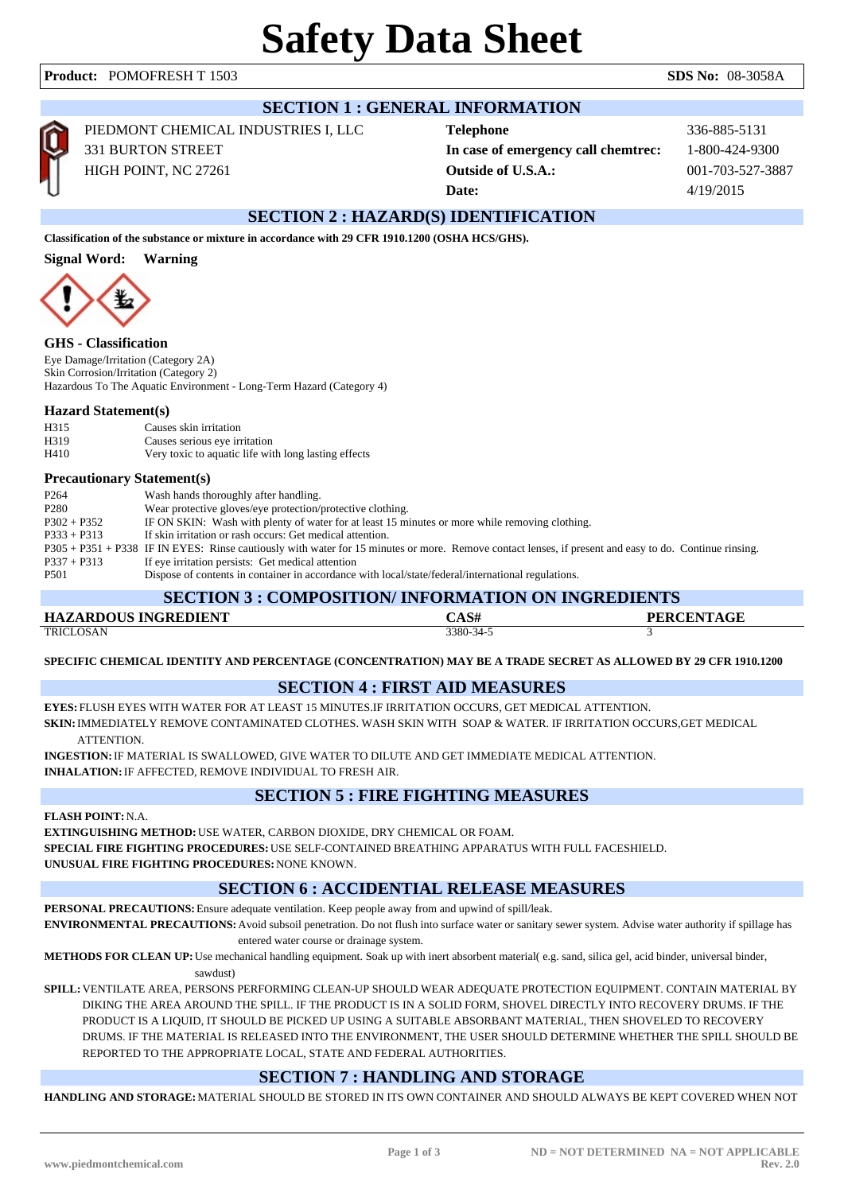# Safety Data Sheet

**Product:** POMOFRESH T 1503 **SDS No:** 08-3058A

## SECTION 1 : GENERAL INFORMATION

PIEDMONT CHEMICAL INDUSTRIES I, LLC
331 BURTON STREET
HIGH POINT, NC 27261

| | |
|---|---|
| **Telephone** | 336-885-5131 |
| **In case of emergency call chemtrec:** | 1-800-424-9300 |
| **Outside of U.S.A.:** | 001-703-527-3887 |
| **Date:** | 4/19/2015 |

## SECTION 2 : HAZARD(S) IDENTIFICATION

**Classification of the substance or mixture in accordance with 29 CFR 1910.1200 (OSHA HCS/GHS).**

**Signal Word:** **Warning**

### GHS - Classification

Eye Damage/Irritation (Category 2A)
Skin Corrosion/Irritation (Category 2)
Hazardous To The Aquatic Environment - Long-Term Hazard (Category 4)

### Hazard Statement(s)

| | |
|---|---|
| H315 | Causes skin irritation |
| H319 | Causes serious eye irritation |
| H410 | Very toxic to aquatic life with long lasting effects |

### Precautionary Statement(s)

| | |
|---|---|
| P264 | Wash hands thoroughly after handling. |
| P280 | Wear protective gloves/eye protection/protective clothing. |
| P302 + P352 | IF ON SKIN: Wash with plenty of water for at least 15 minutes or more while removing clothing. |
| P333 + P313 | If skin irritation or rash occurs: Get medical attention. |
| P305 + P351 + P338 | IF IN EYES: Rinse cautiously with water for 15 minutes or more. Remove contact lenses, if present and easy to do. Continue rinsing. |
| P337 + P313 | If eye irritation persists: Get medical attention |
| P501 | Dispose of contents in container in accordance with local/state/federal/international regulations. |

## SECTION 3 : COMPOSITION/ INFORMATION ON INGREDIENTS

| HAZARDOUS INGREDIENT | CAS# | PERCENTAGE |
|---|---|---|
| TRICLOSAN | 3380-34-5 | 3 |

**SPECIFIC CHEMICAL IDENTITY AND PERCENTAGE (CONCENTRATION) MAY BE A TRADE SECRET AS ALLOWED BY 29 CFR 1910.1200**

## SECTION 4 : FIRST AID MEASURES

**EYES:** FLUSH EYES WITH WATER FOR AT LEAST 15 MINUTES.IF IRRITATION OCCURS, GET MEDICAL ATTENTION.

**SKIN:** IMMEDIATELY REMOVE CONTAMINATED CLOTHES. WASH SKIN WITH SOAP & WATER. IF IRRITATION OCCURS,GET MEDICAL ATTENTION.

**INGESTION:** IF MATERIAL IS SWALLOWED, GIVE WATER TO DILUTE AND GET IMMEDIATE MEDICAL ATTENTION.

**INHALATION:** IF AFFECTED, REMOVE INDIVIDUAL TO FRESH AIR.

## SECTION 5 : FIRE FIGHTING MEASURES

**FLASH POINT:** N.A.

**EXTINGUISHING METHOD:** USE WATER, CARBON DIOXIDE, DRY CHEMICAL OR FOAM.

**SPECIAL FIRE FIGHTING PROCEDURES:** USE SELF-CONTAINED BREATHING APPARATUS WITH FULL FACESHIELD.

**UNUSUAL FIRE FIGHTING PROCEDURES:** NONE KNOWN.

## SECTION 6 : ACCIDENTIAL RELEASE MEASURES

**PERSONAL PRECAUTIONS:** Ensure adequate ventilation. Keep people away from and upwind of spill/leak.

**ENVIRONMENTAL PRECAUTIONS:** Avoid subsoil penetration. Do not flush into surface water or sanitary sewer system. Advise water authority if spillage has entered water course or drainage system.

**METHODS FOR CLEAN UP:** Use mechanical handling equipment. Soak up with inert absorbent material( e.g. sand, silica gel, acid binder, universal binder, sawdust)

**SPILL:** VENTILATE AREA, PERSONS PERFORMING CLEAN-UP SHOULD WEAR ADEQUATE PROTECTION EQUIPMENT. CONTAIN MATERIAL BY DIKING THE AREA AROUND THE SPILL. IF THE PRODUCT IS IN A SOLID FORM, SHOVEL DIRECTLY INTO RECOVERY DRUMS. IF THE PRODUCT IS A LIQUID, IT SHOULD BE PICKED UP USING A SUITABLE ABSORBANT MATERIAL, THEN SHOVELED TO RECOVERY DRUMS. IF THE MATERIAL IS RELEASED INTO THE ENVIRONMENT, THE USER SHOULD DETERMINE WHETHER THE SPILL SHOULD BE REPORTED TO THE APPROPRIATE LOCAL, STATE AND FEDERAL AUTHORITIES.

## SECTION 7 : HANDLING AND STORAGE

**HANDLING AND STORAGE:** MATERIAL SHOULD BE STORED IN ITS OWN CONTAINER AND SHOULD ALWAYS BE KEPT COVERED WHEN NOT

ND = NOT DETERMINED NA = NOT APPLICABLE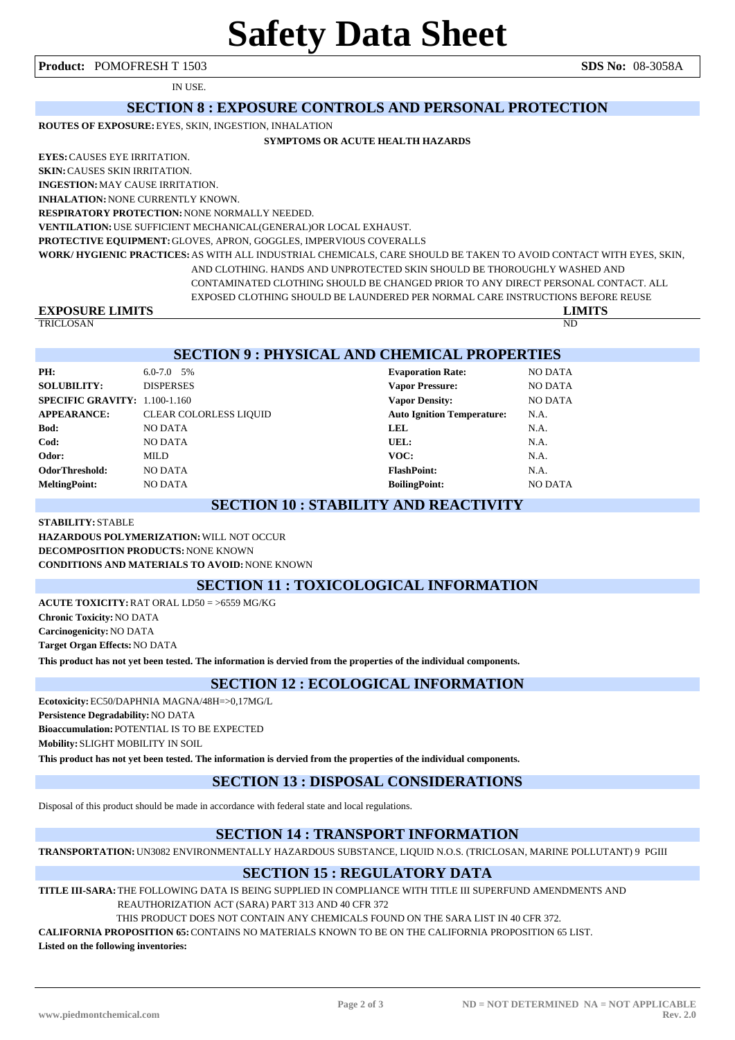IN USE.

## SECTION 8 : EXPOSURE CONTROLS AND PERSONAL PROTECTION

**ROUTES OF EXPOSURE:** EYES, SKIN, INGESTION, INHALATION

**SYMPTOMS OR ACUTE HEALTH HAZARDS**

**EYES:** CAUSES EYE IRRITATION.

**SKIN:** CAUSES SKIN IRRITATION.

**INGESTION:** MAY CAUSE IRRITATION.

**INHALATION:** NONE CURRENTLY KNOWN.

**RESPIRATORY PROTECTION:** NONE NORMALLY NEEDED.

**VENTILATION:** USE SUFFICIENT MECHANICAL(GENERAL)OR LOCAL EXHAUST.

**PROTECTIVE EQUIPMENT:** GLOVES, APRON, GOGGLES, IMPERVIOUS COVERALLS

**WORK/ HYGIENIC PRACTICES:** AS WITH ALL INDUSTRIAL CHEMICALS, CARE SHOULD BE TAKEN TO AVOID CONTACT WITH EYES, SKIN, AND CLOTHING. HANDS AND UNPROTECTED SKIN SHOULD BE THOROUGHLY WASHED AND CONTAMINATED CLOTHING SHOULD BE CHANGED PRIOR TO ANY DIRECT PERSONAL CONTACT. ALL EXPOSED CLOTHING SHOULD BE LAUNDERED PER NORMAL CARE INSTRUCTIONS BEFORE REUSE

| EXPOSURE LIMITS | LIMITS |
|---|---|
| TRICLOSAN | ND |

## SECTION 9 : PHYSICAL AND CHEMICAL PROPERTIES

| | | | |
|---|---|---|---|
| **PH:** | 6.0-7.0 5% | **Evaporation Rate:** | NO DATA |
| **SOLUBILITY:** | DISPERSES | **Vapor Pressure:** | NO DATA |
| **SPECIFIC GRAVITY:** | 1.100-1.160 | **Vapor Density:** | NO DATA |
| **APPEARANCE:** | CLEAR COLORLESS LIQUID | **Auto Ignition Temperature:** | N.A. |
| **Bod:** | NO DATA | **LEL** | N.A. |
| **Cod:** | NO DATA | **UEL:** | N.A. |
| **Odor:** | MILD | **VOC:** | N.A. |
| **OdorThreshold:** | NO DATA | **FlashPoint:** | N.A. |
| **MeltingPoint:** | NO DATA | **BoilingPoint:** | NO DATA |

## SECTION 10 : STABILITY AND REACTIVITY

**STABILITY:** STABLE

**HAZARDOUS POLYMERIZATION:** WILL NOT OCCUR

**DECOMPOSITION PRODUCTS:** NONE KNOWN

**CONDITIONS AND MATERIALS TO AVOID:** NONE KNOWN

## SECTION 11 : TOXICOLOGICAL INFORMATION

**ACUTE TOXICITY:** RAT ORAL LD50 = >6559 MG/KG

**Chronic Toxicity:** NO DATA

**Carcinogenicity:** NO DATA

**Target Organ Effects:** NO DATA

**This product has not yet been tested. The information is dervied from the properties of the individual components.**

## SECTION 12 : ECOLOGICAL INFORMATION

**Ecotoxicity:** EC50/DAPHNIA MAGNA/48H=>0,17MG/L

**Persistence Degradability:** NO DATA

**Bioaccumulation:** POTENTIAL IS TO BE EXPECTED

**Mobility:** SLIGHT MOBILITY IN SOIL

**This product has not yet been tested. The information is dervied from the properties of the individual components.**

## SECTION 13 : DISPOSAL CONSIDERATIONS

Disposal of this product should be made in accordance with federal state and local regulations.

## SECTION 14 : TRANSPORT INFORMATION

**TRANSPORTATION:** UN3082 ENVIRONMENTALLY HAZARDOUS SUBSTANCE, LIQUID N.O.S. (TRICLOSAN, MARINE POLLUTANT) 9 PGIII

## SECTION 15 : REGULATORY DATA

**TITLE III-SARA:** THE FOLLOWING DATA IS BEING SUPPLIED IN COMPLIANCE WITH TITLE III SUPERFUND AMENDMENTS AND REAUTHORIZATION ACT (SARA) PART 313 AND 40 CFR 372

THIS PRODUCT DOES NOT CONTAIN ANY CHEMICALS FOUND ON THE SARA LIST IN 40 CFR 372.

**CALIFORNIA PROPOSITION 65:** CONTAINS NO MATERIALS KNOWN TO BE ON THE CALIFORNIA PROPOSITION 65 LIST.

**Listed on the following inventories:**

ND = NOT DETERMINED NA = NOT APPLICABLE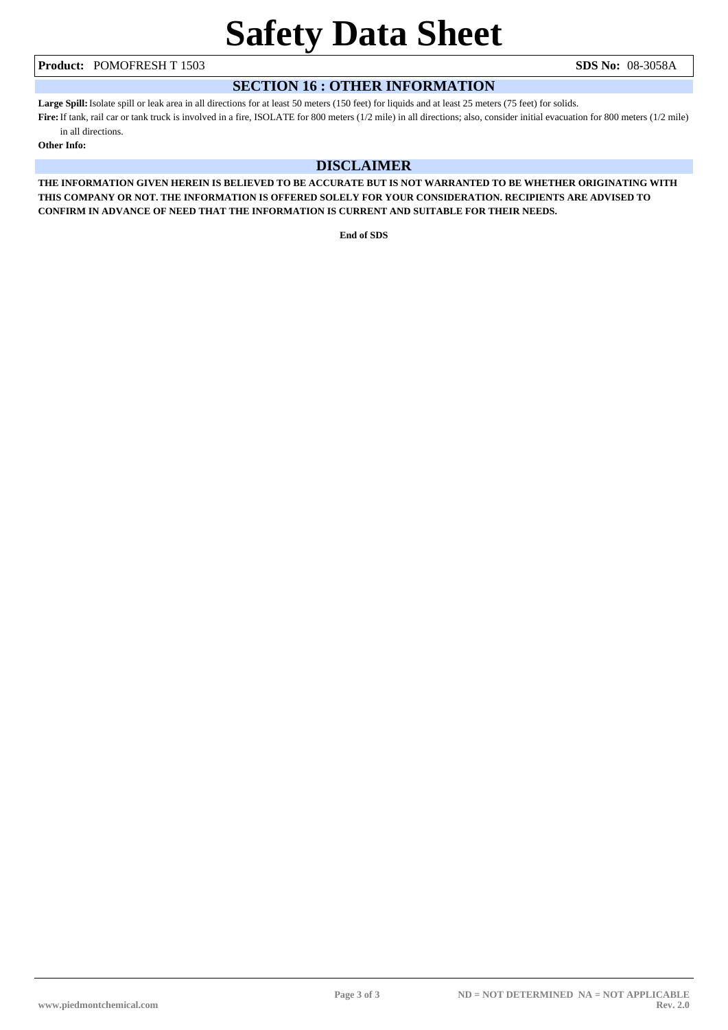## SECTION 16 : OTHER INFORMATION

**Large Spill:** Isolate spill or leak area in all directions for at least 50 meters (150 feet) for liquids and at least 25 meters (75 feet) for solids.

**Fire:** If tank, rail car or tank truck is involved in a fire, ISOLATE for 800 meters (1/2 mile) in all directions; also, consider initial evacuation for 800 meters (1/2 mile) in all directions.

**Other Info:**

## DISCLAIMER

**THE INFORMATION GIVEN HEREIN IS BELIEVED TO BE ACCURATE BUT IS NOT WARRANTED TO BE WHETHER ORIGINATING WITH THIS COMPANY OR NOT. THE INFORMATION IS OFFERED SOLELY FOR YOUR CONSIDERATION. RECIPIENTS ARE ADVISED TO CONFIRM IN ADVANCE OF NEED THAT THE INFORMATION IS CURRENT AND SUITABLE FOR THEIR NEEDS.**

**End of SDS**